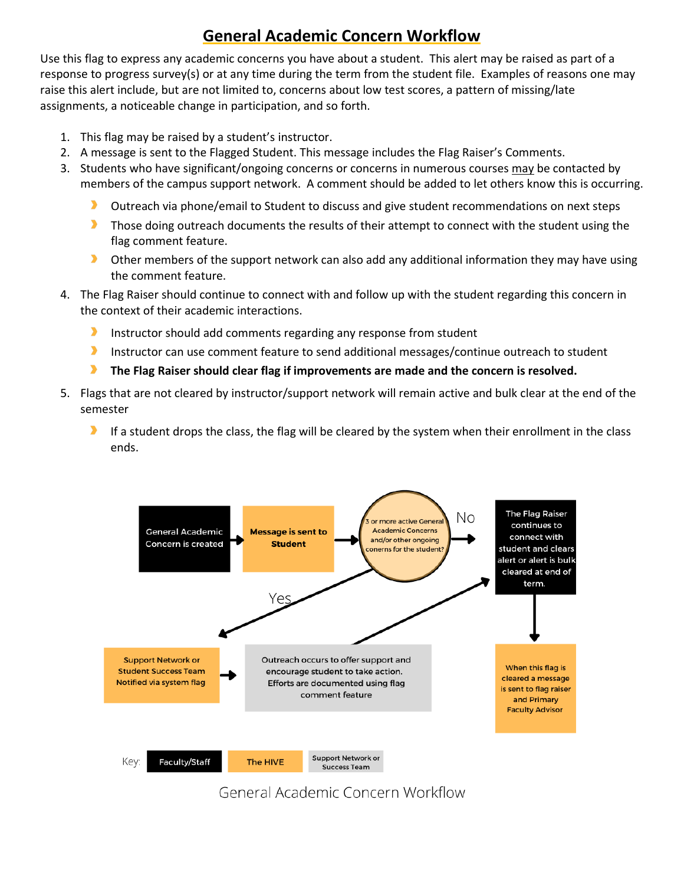# General Academic Concern Workflow

Use this flag to express any academic concerns you have about a student. This alert may be raised as part of a response to progress survey(s) or at any time during the term from the student file. Examples of reasons one may raise this alert include, but are not limited to, concerns about low test scores, a pattern of missing/late assignments, a noticeable change in participation, and so forth.

1. This flag may be raised by a student's instructor.
2. A message is sent to the Flagged Student. This message includes the Flag Raiser's Comments.
3. Students who have significant/ongoing concerns or concerns in numerous courses may be contacted by members of the campus support network. A comment should be added to let others know this is occurring.
   - Outreach via phone/email to Student to discuss and give student recommendations on next steps
   - Those doing outreach documents the results of their attempt to connect with the student using the flag comment feature.
   - Other members of the support network can also add any additional information they may have using the comment feature.
4. The Flag Raiser should continue to connect with and follow up with the student regarding this concern in the context of their academic interactions.
   - Instructor should add comments regarding any response from student
   - Instructor can use comment feature to send additional messages/continue outreach to student
   - **The Flag Raiser should clear flag if improvements are made and the concern is resolved.**
5. Flags that are not cleared by instructor/support network will remain active and bulk clear at the end of the semester
   - If a student drops the class, the flag will be cleared by the system when their enrollment in the class ends.

General Academic Concern is created

Message is sent to Student

3 or more active General Academic Concerns and/or other ongoing conerns for the student?

No

The Flag Raiser continues to connect with student and clears alert or alert is bulk cleared at end of term.

Yes

Support Network or Student Success Team Notified via system flag

Outreach occurs to offer support and encourage student to take action. Efforts are documented using flag comment feature

When this flag is cleared a message is sent to flag raiser and Primary Faculty Advisor

Key: Faculty/Staff | The HIVE | Support Network or Success Team

General Academic Concern Workflow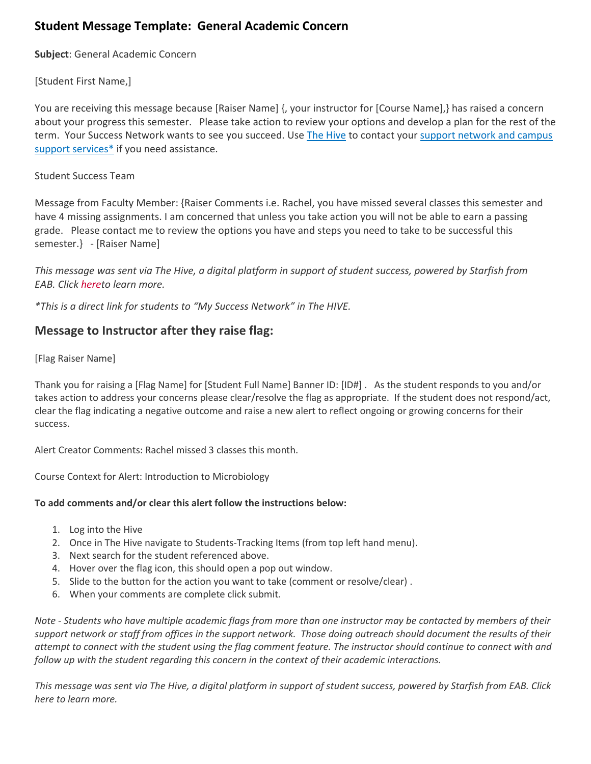## Student Message Template: General Academic Concern

**Subject**: General Academic Concern

[Student First Name,]

You are receiving this message because [Raiser Name] {, your instructor for [Course Name],} has raised a concern about your progress this semester. Please take action to review your options and develop a plan for the rest of the term. Your Success Network wants to see you succeed. Use The Hive to contact your support network and campus support services* if you need assistance.

Student Success Team

Message from Faculty Member: {Raiser Comments i.e. Rachel, you have missed several classes this semester and have 4 missing assignments. I am concerned that unless you take action you will not be able to earn a passing grade. Please contact me to review the options you have and steps you need to take to be successful this semester.} - [Raiser Name]

*This message was sent via The Hive, a digital platform in support of student success, powered by Starfish from EAB. Click hereto learn more.*

*\*This is a direct link for students to "My Success Network" in The HIVE.*

### Message to Instructor after they raise flag:

[Flag Raiser Name]

Thank you for raising a [Flag Name] for [Student Full Name] Banner ID: [ID#] . As the student responds to you and/or takes action to address your concerns please clear/resolve the flag as appropriate. If the student does not respond/act, clear the flag indicating a negative outcome and raise a new alert to reflect ongoing or growing concerns for their success.

Alert Creator Comments: Rachel missed 3 classes this month.

Course Context for Alert: Introduction to Microbiology

**To add comments and/or clear this alert follow the instructions below:**

1. Log into the Hive
2. Once in The Hive navigate to Students-Tracking Items (from top left hand menu).
3. Next search for the student referenced above.
4. Hover over the flag icon, this should open a pop out window.
5. Slide to the button for the action you want to take (comment or resolve/clear) .
6. When your comments are complete click submit.

*Note - Students who have multiple academic flags from more than one instructor may be contacted by members of their support network or staff from offices in the support network. Those doing outreach should document the results of their attempt to connect with the student using the flag comment feature. The instructor should continue to connect with and follow up with the student regarding this concern in the context of their academic interactions.*

*This message was sent via The Hive, a digital platform in support of student success, powered by Starfish from EAB. Click here to learn more.*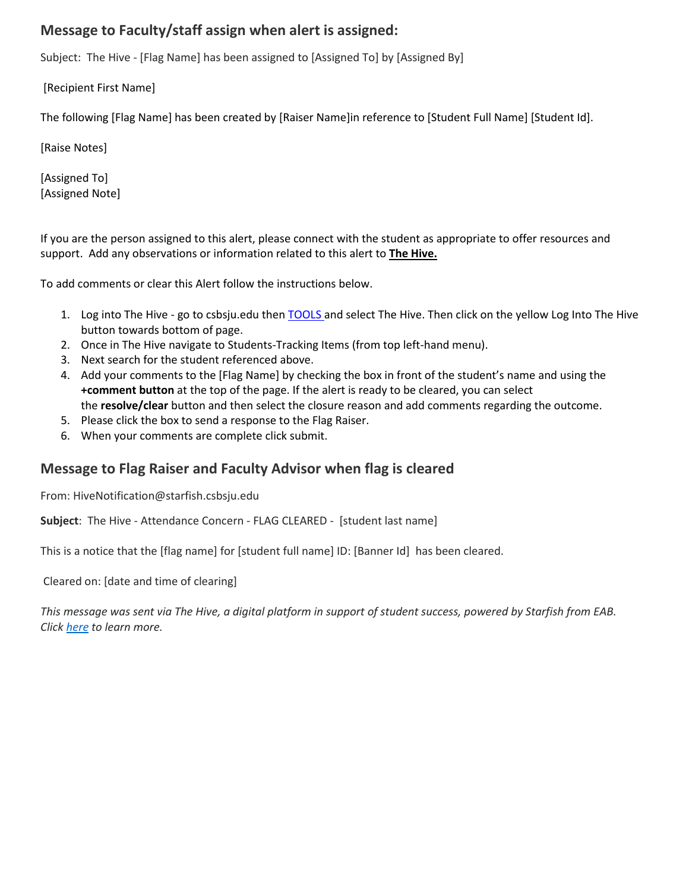## Message to Faculty/staff assign when alert is assigned:

Subject: The Hive - [Flag Name] has been assigned to [Assigned To] by [Assigned By]

[Recipient First Name]

The following [Flag Name] has been created by [Raiser Name]in reference to [Student Full Name] [Student Id].

[Raise Notes]

[Assigned To]
[Assigned Note]

If you are the person assigned to this alert, please connect with the student as appropriate to offer resources and support. Add any observations or information related to this alert to **The Hive.**

To add comments or clear this Alert follow the instructions below.

1. Log into The Hive - go to csbsju.edu then TOOLS and select The Hive. Then click on the yellow Log Into The Hive button towards bottom of page.
2. Once in The Hive navigate to Students-Tracking Items (from top left-hand menu).
3. Next search for the student referenced above.
4. Add your comments to the [Flag Name] by checking the box in front of the student's name and using the **+comment button** at the top of the page. If the alert is ready to be cleared, you can select the **resolve/clear** button and then select the closure reason and add comments regarding the outcome.
5. Please click the box to send a response to the Flag Raiser.
6. When your comments are complete click submit.

## Message to Flag Raiser and Faculty Advisor when flag is cleared

From: HiveNotification@starfish.csbsju.edu

**Subject**: The Hive - Attendance Concern - FLAG CLEARED - [student last name]

This is a notice that the [flag name] for [student full name] ID: [Banner Id] has been cleared.

Cleared on: [date and time of clearing]

*This message was sent via The Hive, a digital platform in support of student success, powered by Starfish from EAB. Click here to learn more.*